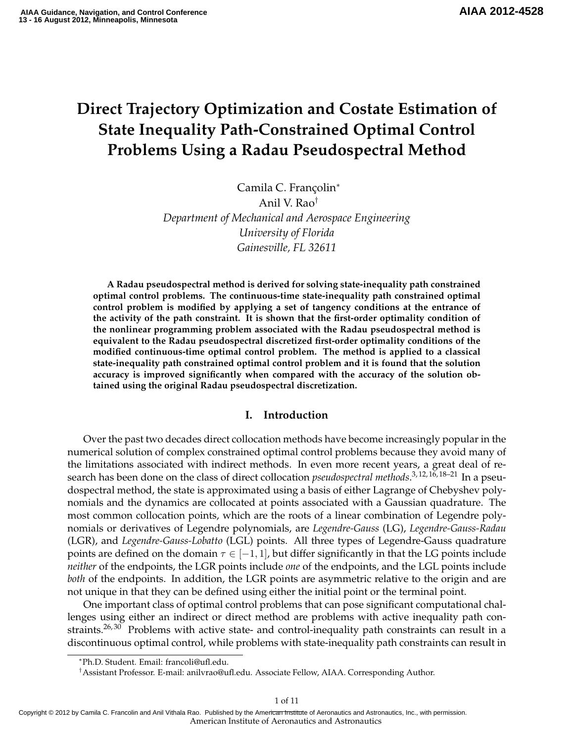# Direct Trajectory Optimization and Costate Estimation of State Inequality Path-Constrained Optimal Control Problems Using a Radau Pseudospectral Method

Camila C. Françolin[*]
Anil V. Rao[†]

*Department of Mechanical and Aerospace Engineering*
*University of Florida*
*Gainesville, FL 32611*

**A Radau pseudospectral method is derived for solving state-inequality path constrained optimal control problems. The continuous-time state-inequality path constrained optimal control problem is modified by applying a set of tangency conditions at the entrance of the activity of the path constraint. It is shown that the first-order optimality condition of the nonlinear programming problem associated with the Radau pseudospectral method is equivalent to the Radau pseudospectral discretized first-order optimality conditions of the modified continuous-time optimal control problem. The method is applied to a classical state-inequality path constrained optimal control problem and it is found that the solution accuracy is improved significantly when compared with the accuracy of the solution obtained using the original Radau pseudospectral discretization.**

## I. Introduction

Over the past two decades direct collocation methods have become increasingly popular in the numerical solution of complex constrained optimal control problems because they avoid many of the limitations associated with indirect methods. In even more recent years, a great deal of research has been done on the class of direct collocation *pseudospectral methods*.[3,12,16,18–21] In a pseudospectral method, the state is approximated using a basis of either Lagrange of Chebyshev polynomials and the dynamics are collocated at points associated with a Gaussian quadrature. The most common collocation points, which are the roots of a linear combination of Legendre polynomials or derivatives of Legendre polynomials, are *Legendre-Gauss* (LG), *Legendre-Gauss-Radau* (LGR), and *Legendre-Gauss-Lobatto* (LGL) points. All three types of Legendre-Gauss quadrature points are defined on the domain $\tau \in [-1, 1]$, but differ significantly in that the LG points include *neither* of the endpoints, the LGR points include *one* of the endpoints, and the LGL points include *both* of the endpoints. In addition, the LGR points are asymmetric relative to the origin and are not unique in that they can be defined using either the initial point or the terminal point.

One important class of optimal control problems that can pose significant computational challenges using either an indirect or direct method are problems with active inequality path constraints.[26,30] Problems with active state- and control-inequality path constraints can result in a discontinuous optimal control, while problems with state-inequality path constraints can result in

---

[*]Ph.D. Student. Email: francoli@ufl.edu.

[†]Assistant Professor. E-mail: anilvrao@ufl.edu. Associate Fellow, AIAA. Corresponding Author.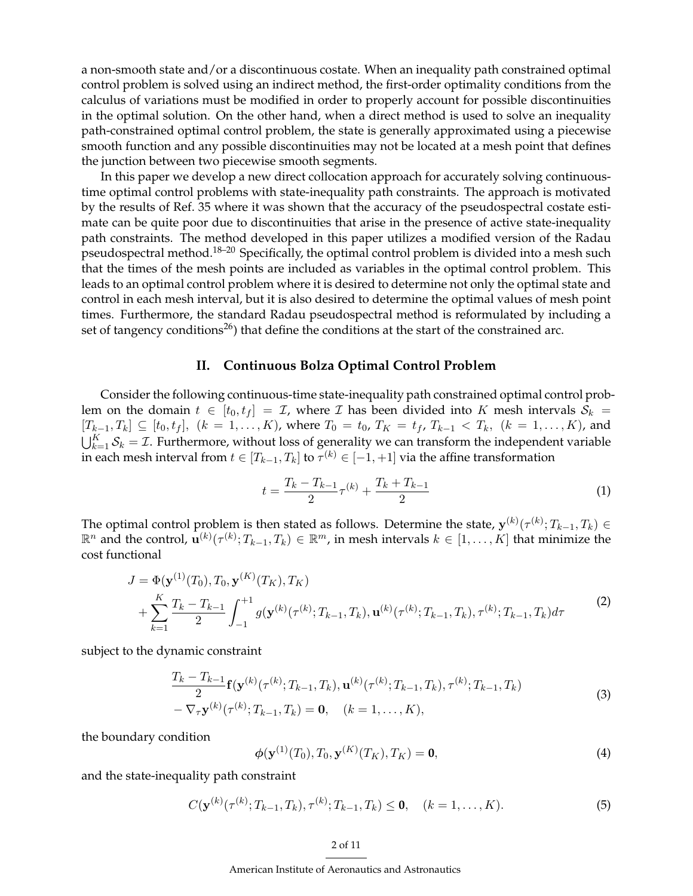a non-smooth state and/or a discontinuous costate. When an inequality path constrained optimal control problem is solved using an indirect method, the first-order optimality conditions from the calculus of variations must be modified in order to properly account for possible discontinuities in the optimal solution. On the other hand, when a direct method is used to solve an inequality path-constrained optimal control problem, the state is generally approximated using a piecewise smooth function and any possible discontinuities may not be located at a mesh point that defines the junction between two piecewise smooth segments.

In this paper we develop a new direct collocation approach for accurately solving continuous-time optimal control problems with state-inequality path constraints. The approach is motivated by the results of Ref. 35 where it was shown that the accuracy of the pseudospectral costate estimate can be quite poor due to discontinuities that arise in the presence of active state-inequality path constraints. The method developed in this paper utilizes a modified version of the Radau pseudospectral method.[18–20] Specifically, the optimal control problem is divided into a mesh such that the times of the mesh points are included as variables in the optimal control problem. This leads to an optimal control problem where it is desired to determine not only the optimal state and control in each mesh interval, but it is also desired to determine the optimal values of mesh point times. Furthermore, the standard Radau pseudospectral method is reformulated by including a set of tangency conditions[26]) that define the conditions at the start of the constrained arc.

## II. Continuous Bolza Optimal Control Problem

Consider the following continuous-time state-inequality path constrained optimal control problem on the domain $t \in [t_0, t_f] = \mathcal{I}$, where $\mathcal{I}$ has been divided into $K$ mesh intervals $\mathcal{S}_k = [T_{k-1}, T_k] \subseteq [t_0, t_f],\ (k = 1, \ldots, K)$, where $T_0 = t_0$, $T_K = t_f$, $T_{k-1} < T_k,\ (k = 1, \ldots, K)$, and $\bigcup_{k=1}^{K} \mathcal{S}_k = \mathcal{I}$. Furthermore, without loss of generality we can transform the independent variable in each mesh interval from $t \in [T_{k-1}, T_k]$ to $\tau^{(k)} \in [-1, +1]$ via the affine transformation

$$t = \frac{T_k - T_{k-1}}{2}\tau^{(k)} + \frac{T_k + T_{k-1}}{2} \tag{1}$$

The optimal control problem is then stated as follows. Determine the state, $\mathbf{y}^{(k)}(\tau^{(k)}; T_{k-1}, T_k) \in \mathbb{R}^n$ and the control, $\mathbf{u}^{(k)}(\tau^{(k)}; T_{k-1}, T_k) \in \mathbb{R}^m$, in mesh intervals $k \in [1, \ldots, K]$ that minimize the cost functional

$$\begin{aligned} J = {} & \Phi(\mathbf{y}^{(1)}(T_0), T_0, \mathbf{y}^{(K)}(T_K), T_K) \\ & + \sum_{k=1}^{K} \frac{T_k - T_{k-1}}{2} \int_{-1}^{+1} g(\mathbf{y}^{(k)}(\tau^{(k)}; T_{k-1}, T_k), \mathbf{u}^{(k)}(\tau^{(k)}; T_{k-1}, T_k), \tau^{(k)}; T_{k-1}, T_k) d\tau \end{aligned} \tag{2}$$

subject to the dynamic constraint

$$\begin{aligned} & \frac{T_k - T_{k-1}}{2}\mathbf{f}(\mathbf{y}^{(k)}(\tau^{(k)}; T_{k-1}, T_k), \mathbf{u}^{(k)}(\tau^{(k)}; T_{k-1}, T_k), \tau^{(k)}; T_{k-1}, T_k) \\ & - \nabla_\tau \mathbf{y}^{(k)}(\tau^{(k)}; T_{k-1}, T_k) = \mathbf{0}, \quad (k = 1, \ldots, K), \end{aligned} \tag{3}$$

the boundary condition

$$\boldsymbol{\phi}(\mathbf{y}^{(1)}(T_0), T_0, \mathbf{y}^{(K)}(T_K), T_K) = \mathbf{0}, \tag{4}$$

and the state-inequality path constraint

$$C(\mathbf{y}^{(k)}(\tau^{(k)}; T_{k-1}, T_k), \tau^{(k)}; T_{k-1}, T_k) \leq \mathbf{0}, \quad (k = 1, \ldots, K). \tag{5}$$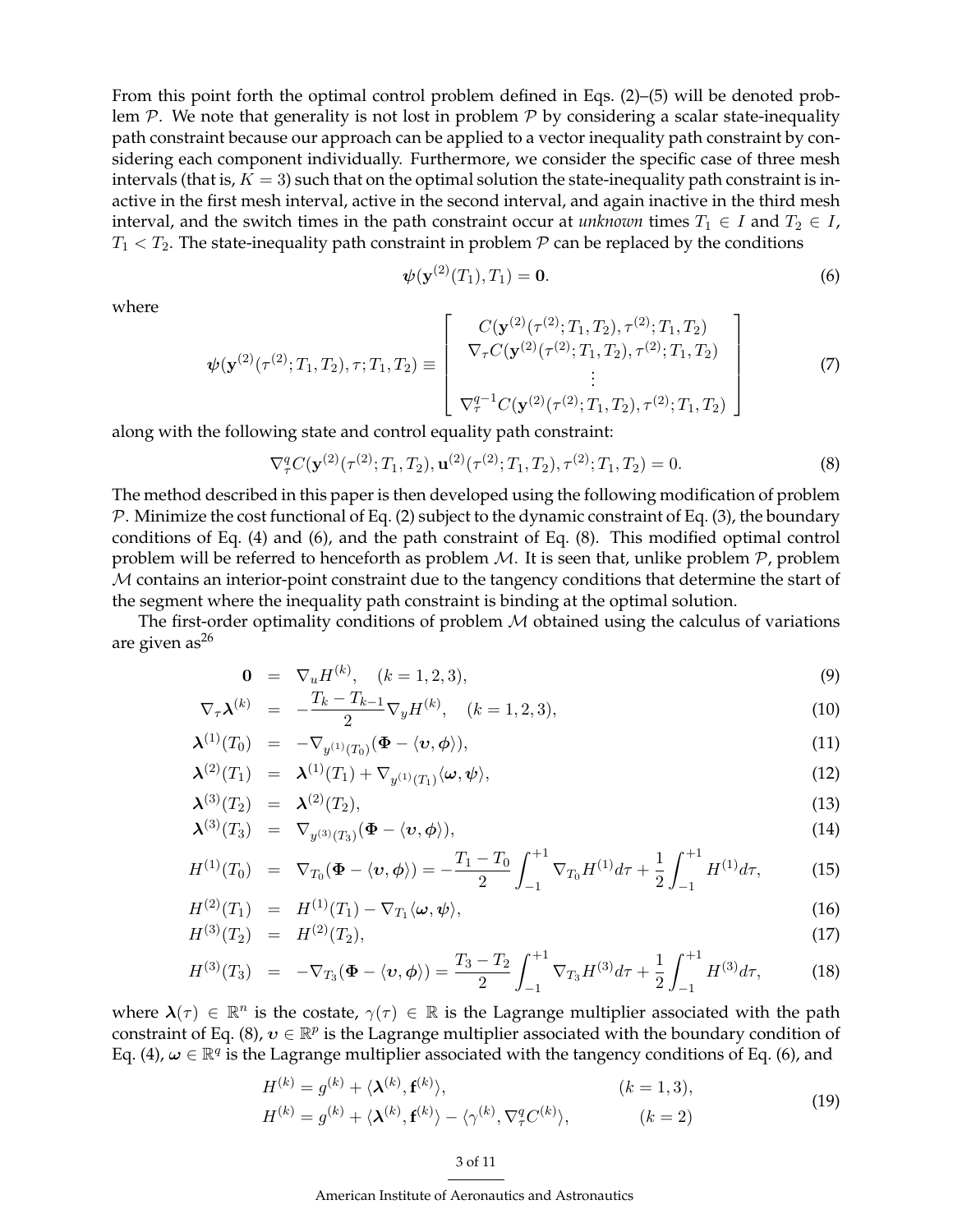From this point forth the optimal control problem defined in Eqs. (2)–(5) will be denoted problem $\mathcal{P}$. We note that generality is not lost in problem $\mathcal{P}$ by considering a scalar state-inequality path constraint because our approach can be applied to a vector inequality path constraint by considering each component individually. Furthermore, we consider the specific case of three mesh intervals (that is, $K = 3$) such that on the optimal solution the state-inequality path constraint is inactive in the first mesh interval, active in the second interval, and again inactive in the third mesh interval, and the switch times in the path constraint occur at *unknown* times $T_1 \in I$ and $T_2 \in I$, $T_1 < T_2$. The state-inequality path constraint in problem $\mathcal{P}$ can be replaced by the conditions

$$\boldsymbol{\psi}(\mathbf{y}^{(2)}(T_1), T_1) = \mathbf{0}. \tag{6}$$

where

$$\boldsymbol{\psi}(\mathbf{y}^{(2)}(\tau^{(2)}; T_1, T_2), \tau; T_1, T_2) \equiv \begin{bmatrix} C(\mathbf{y}^{(2)}(\tau^{(2)}; T_1, T_2), \tau^{(2)}; T_1, T_2) \\ \nabla_\tau C(\mathbf{y}^{(2)}(\tau^{(2)}; T_1, T_2), \tau^{(2)}; T_1, T_2) \\ \vdots \\ \nabla_\tau^{q-1} C(\mathbf{y}^{(2)}(\tau^{(2)}; T_1, T_2), \tau^{(2)}; T_1, T_2) \end{bmatrix} \tag{7}$$

along with the following state and control equality path constraint:

$$\nabla_\tau^q C(\mathbf{y}^{(2)}(\tau^{(2)}; T_1, T_2), \mathbf{u}^{(2)}(\tau^{(2)}; T_1, T_2), \tau^{(2)}; T_1, T_2) = 0. \tag{8}$$

The method described in this paper is then developed using the following modification of problem $\mathcal{P}$. Minimize the cost functional of Eq. (2) subject to the dynamic constraint of Eq. (3), the boundary conditions of Eq. (4) and (6), and the path constraint of Eq. (8). This modified optimal control problem will be referred to henceforth as problem $\mathcal{M}$. It is seen that, unlike problem $\mathcal{P}$, problem $\mathcal{M}$ contains an interior-point constraint due to the tangency conditions that determine the start of the segment where the inequality path constraint is binding at the optimal solution.

The first-order optimality conditions of problem $\mathcal{M}$ obtained using the calculus of variations are given as[26]

$$\mathbf{0} = \nabla_u H^{(k)}, \quad (k = 1, 2, 3), \tag{9}$$

$$\nabla_\tau \boldsymbol{\lambda}^{(k)} = -\frac{T_k - T_{k-1}}{2} \nabla_y H^{(k)}, \quad (k = 1, 2, 3), \tag{10}$$

$$\boldsymbol{\lambda}^{(1)}(T_0) = -\nabla_{y^{(1)}(T_0)}(\Phi - \langle \boldsymbol{\upsilon}, \boldsymbol{\phi} \rangle), \tag{11}$$

$$\boldsymbol{\lambda}^{(2)}(T_1) = \boldsymbol{\lambda}^{(1)}(T_1) + \nabla_{y^{(1)}(T_1)} \langle \boldsymbol{\omega}, \boldsymbol{\psi} \rangle, \tag{12}$$

$$\boldsymbol{\lambda}^{(3)}(T_2) = \boldsymbol{\lambda}^{(2)}(T_2), \tag{13}$$

$$\boldsymbol{\lambda}^{(3)}(T_3) = \nabla_{y^{(3)}(T_3)}(\Phi - \langle \boldsymbol{\upsilon}, \boldsymbol{\phi} \rangle), \tag{14}$$

$$H^{(1)}(T_0) = \nabla_{T_0}(\Phi - \langle \boldsymbol{\upsilon}, \boldsymbol{\phi} \rangle) = -\frac{T_1 - T_0}{2} \int_{-1}^{+1} \nabla_{T_0} H^{(1)} d\tau + \frac{1}{2} \int_{-1}^{+1} H^{(1)} d\tau, \tag{15}$$

$$H^{(2)}(T_1) = H^{(1)}(T_1) - \nabla_{T_1} \langle \boldsymbol{\omega}, \boldsymbol{\psi} \rangle, \tag{16}$$

$$H^{(3)}(T_2) = H^{(2)}(T_2), \tag{17}$$

$$H^{(3)}(T_3) = -\nabla_{T_3}(\Phi - \langle \boldsymbol{\upsilon}, \boldsymbol{\phi} \rangle) = \frac{T_3 - T_2}{2} \int_{-1}^{+1} \nabla_{T_3} H^{(3)} d\tau + \frac{1}{2} \int_{-1}^{+1} H^{(3)} d\tau, \tag{18}$$

where $\boldsymbol{\lambda}(\tau) \in \mathbb{R}^n$ is the costate, $\gamma(\tau) \in \mathbb{R}$ is the Lagrange multiplier associated with the path constraint of Eq. (8), $\boldsymbol{\upsilon} \in \mathbb{R}^p$ is the Lagrange multiplier associated with the boundary condition of Eq. (4), $\boldsymbol{\omega} \in \mathbb{R}^q$ is the Lagrange multiplier associated with the tangency conditions of Eq. (6), and

$$\begin{aligned} H^{(k)} &= g^{(k)} + \langle \boldsymbol{\lambda}^{(k)}, \mathbf{f}^{(k)} \rangle, & (k = 1, 3), \\ H^{(k)} &= g^{(k)} + \langle \boldsymbol{\lambda}^{(k)}, \mathbf{f}^{(k)} \rangle - \langle \gamma^{(k)}, \nabla_\tau^q C^{(k)} \rangle, & (k = 2) \end{aligned} \tag{19}$$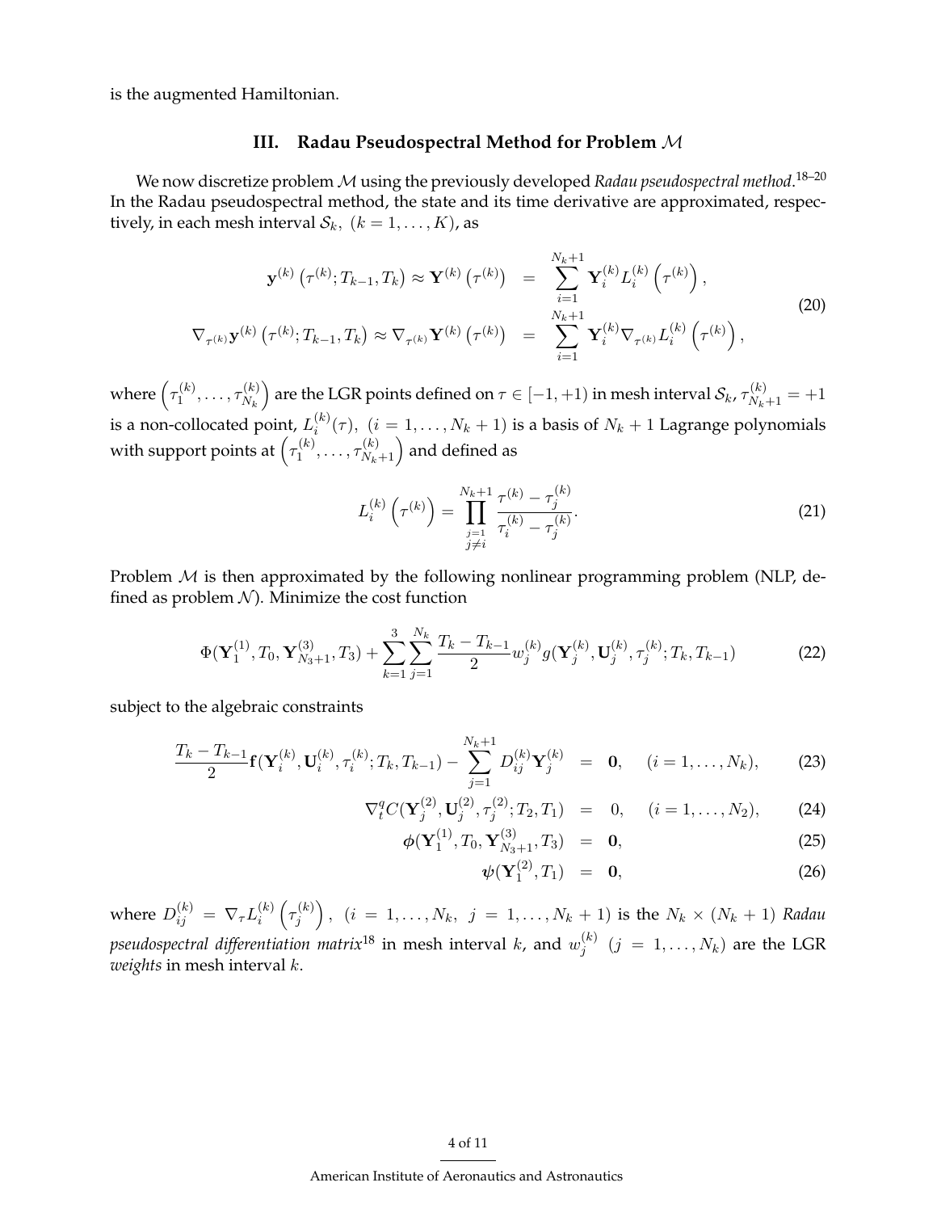is the augmented Hamiltonian.

## III. Radau Pseudospectral Method for Problem $\mathcal{M}$

We now discretize problem $\mathcal{M}$ using the previously developed *Radau pseudospectral method*.[18–20] In the Radau pseudospectral method, the state and its time derivative are approximated, respectively, in each mesh interval $\mathcal{S}_k,\ (k = 1, \ldots, K)$, as

$$
\begin{aligned}
\mathbf{y}^{(k)}\left(\tau^{(k)}; T_{k-1}, T_k\right) \approx \mathbf{Y}^{(k)}\left(\tau^{(k)}\right) &= \sum_{i=1}^{N_k+1} \mathbf{Y}_i^{(k)} L_i^{(k)}\left(\tau^{(k)}\right), \\
\nabla_{\tau^{(k)}} \mathbf{y}^{(k)}\left(\tau^{(k)}; T_{k-1}, T_k\right) \approx \nabla_{\tau^{(k)}} \mathbf{Y}^{(k)}\left(\tau^{(k)}\right) &= \sum_{i=1}^{N_k+1} \mathbf{Y}_i^{(k)} \nabla_{\tau^{(k)}} L_i^{(k)}\left(\tau^{(k)}\right),
\end{aligned}
\tag{20}
$$

where $\left(\tau_1^{(k)}, \ldots, \tau_{N_k}^{(k)}\right)$ are the LGR points defined on $\tau \in [-1, +1)$ in mesh interval $\mathcal{S}_k$, $\tau_{N_k+1}^{(k)} = +1$ is a non-collocated point, $L_i^{(k)}(\tau),\ (i = 1, \ldots, N_k + 1)$ is a basis of $N_k + 1$ Lagrange polynomials with support points at $\left(\tau_1^{(k)}, \ldots, \tau_{N_k+1}^{(k)}\right)$ and defined as

$$
L_i^{(k)}\left(\tau^{(k)}\right) = \prod_{\substack{j=1 \\ j \neq i}}^{N_k+1} \frac{\tau^{(k)} - \tau_j^{(k)}}{\tau_i^{(k)} - \tau_j^{(k)}}.
\tag{21}
$$

Problem $\mathcal{M}$ is then approximated by the following nonlinear programming problem (NLP, defined as problem $\mathcal{N}$). Minimize the cost function

$$
\Phi(\mathbf{Y}_1^{(1)}, T_0, \mathbf{Y}_{N_3+1}^{(3)}, T_3) + \sum_{k=1}^{3} \sum_{j=1}^{N_k} \frac{T_k - T_{k-1}}{2} w_j^{(k)} g(\mathbf{Y}_j^{(k)}, \mathbf{U}_j^{(k)}, \tau_j^{(k)}; T_k, T_{k-1})
\tag{22}
$$

subject to the algebraic constraints

$$
\begin{aligned}
\frac{T_k - T_{k-1}}{2} \mathbf{f}(\mathbf{Y}_i^{(k)}, \mathbf{U}_i^{(k)}, \tau_i^{(k)}; T_k, T_{k-1}) - \sum_{j=1}^{N_k+1} D_{ij}^{(k)} \mathbf{Y}_j^{(k)} &= \mathbf{0}, \quad (i = 1, \ldots, N_k), & (23) \\
\nabla_t^q C(\mathbf{Y}_j^{(2)}, \mathbf{U}_j^{(2)}, \tau_j^{(2)}; T_2, T_1) &= 0, \quad (i = 1, \ldots, N_2), & (24) \\
\boldsymbol{\phi}(\mathbf{Y}_1^{(1)}, T_0, \mathbf{Y}_{N_3+1}^{(3)}, T_3) &= \mathbf{0}, & (25) \\
\boldsymbol{\psi}(\mathbf{Y}_1^{(2)}, T_1) &= \mathbf{0}, & (26)
\end{aligned}
$$

where $D_{ij}^{(k)} = \nabla_\tau L_i^{(k)}\left(\tau_j^{(k)}\right),\ (i = 1, \ldots, N_k,\ j = 1, \ldots, N_k + 1)$ is the $N_k \times (N_k + 1)$ *Radau pseudospectral differentiation matrix*[18] in mesh interval $k$, and $w_j^{(k)}\ (j = 1, \ldots, N_k)$ are the LGR *weights* in mesh interval $k$.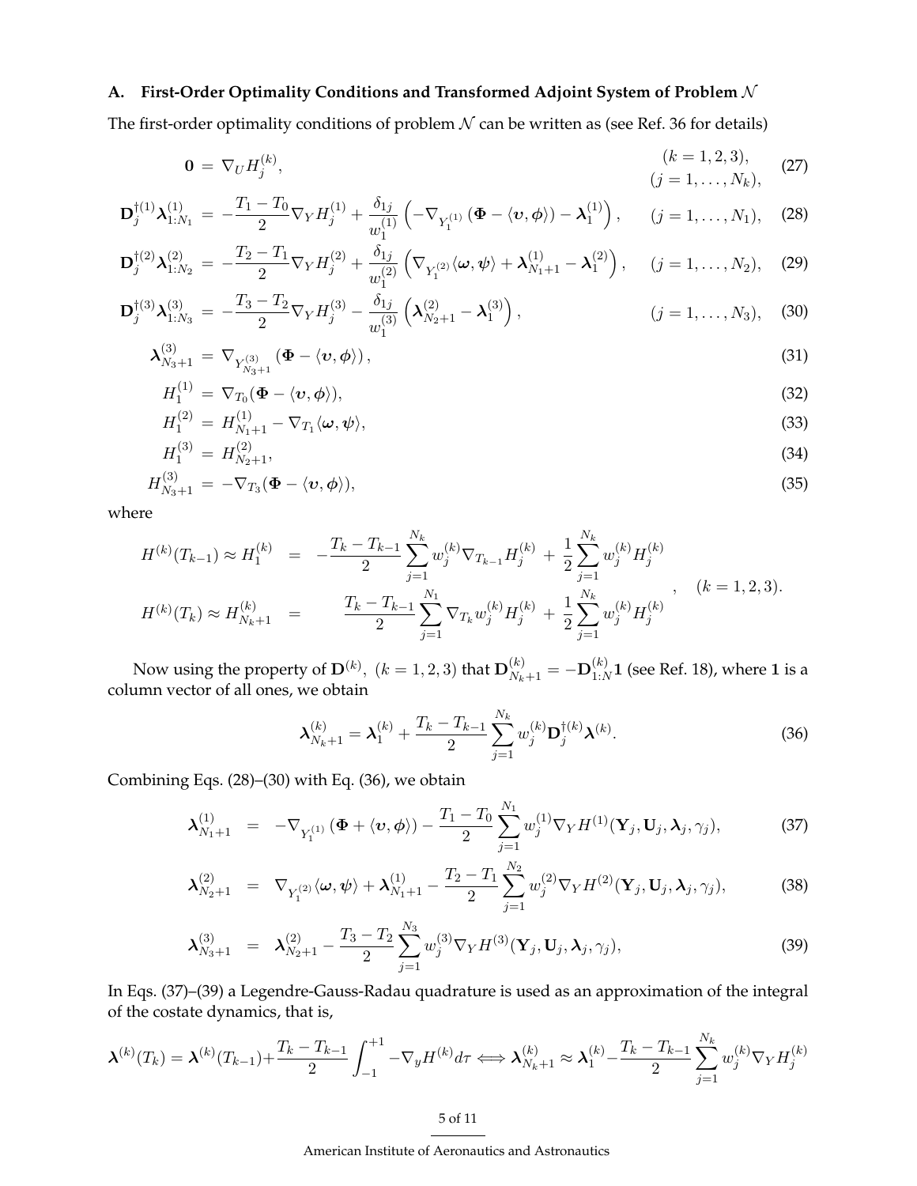### A. First-Order Optimality Conditions and Transformed Adjoint System of Problem $\mathcal{N}$

The first-order optimality conditions of problem $\mathcal{N}$ can be written as (see Ref. 36 for details)

$$
\mathbf{0} = \nabla_U H_j^{(k)}, \qquad (k=1,2,3), \quad (j=1,\ldots,N_k), \tag{27}
$$

$$
\mathbf{D}_j^{\dagger(1)} \boldsymbol{\lambda}_{1:N_1}^{(1)} = -\frac{T_1 - T_0}{2} \nabla_Y H_j^{(1)} + \frac{\delta_{1j}}{w_1^{(1)}} \left( -\nabla_{Y_1^{(1)}} \left( \boldsymbol{\Phi} - \langle \boldsymbol{\upsilon}, \boldsymbol{\phi} \rangle \right) - \boldsymbol{\lambda}_1^{(1)} \right), \qquad (j=1,\ldots,N_1), \tag{28}
$$

$$
\mathbf{D}_j^{\dagger(2)} \boldsymbol{\lambda}_{1:N_2}^{(2)} = -\frac{T_2 - T_1}{2} \nabla_Y H_j^{(2)} + \frac{\delta_{1j}}{w_1^{(2)}} \left( \nabla_{Y_1^{(2)}} \langle \boldsymbol{\omega}, \boldsymbol{\psi} \rangle + \boldsymbol{\lambda}_{N_1+1}^{(1)} - \boldsymbol{\lambda}_1^{(2)} \right), \qquad (j=1,\ldots,N_2), \tag{29}
$$

$$
\mathbf{D}_j^{\dagger(3)} \boldsymbol{\lambda}_{1:N_3}^{(3)} = -\frac{T_3 - T_2}{2} \nabla_Y H_j^{(3)} - \frac{\delta_{1j}}{w_1^{(3)}} \left( \boldsymbol{\lambda}_{N_2+1}^{(2)} - \boldsymbol{\lambda}_1^{(3)} \right), \qquad (j=1,\ldots,N_3), \tag{30}
$$

$$
\boldsymbol{\lambda}_{N_3+1}^{(3)} = \nabla_{Y_{N_3+1}^{(3)}} \left( \boldsymbol{\Phi} - \langle \boldsymbol{\upsilon}, \boldsymbol{\phi} \rangle \right), \tag{31}
$$

$$
H_1^{(1)} = \nabla_{T_0} (\boldsymbol{\Phi} - \langle \boldsymbol{\upsilon}, \boldsymbol{\phi} \rangle), \tag{32}
$$

$$
H_1^{(2)} = H_{N_1+1}^{(1)} - \nabla_{T_1} \langle \boldsymbol{\omega}, \boldsymbol{\psi} \rangle, \tag{33}
$$

$$
H_1^{(3)} = H_{N_2+1}^{(2)}, \tag{34}
$$

$$
H_{N_3+1}^{(3)} = -\nabla_{T_3} (\boldsymbol{\Phi} - \langle \boldsymbol{\upsilon}, \boldsymbol{\phi} \rangle), \tag{35}
$$

where

$$
\begin{aligned}
H^{(k)}(T_{k-1}) \approx H_1^{(k)} &= -\frac{T_k - T_{k-1}}{2} \sum_{j=1}^{N_k} w_j^{(k)} \nabla_{T_{k-1}} H_j^{(k)} + \frac{1}{2} \sum_{j=1}^{N_k} w_j^{(k)} H_j^{(k)} \\
H^{(k)}(T_k) \approx H_{N_k+1}^{(k)} &= \frac{T_k - T_{k-1}}{2} \sum_{j=1}^{N_1} \nabla_{T_k} w_j^{(k)} H_j^{(k)} + \frac{1}{2} \sum_{j=1}^{N_k} w_j^{(k)} H_j^{(k)}
\end{aligned}
, \quad (k=1,2,3).
$$

Now using the property of $\mathbf{D}^{(k)},\ (k=1,2,3)$ that $\mathbf{D}_{N_k+1}^{(k)} = -\mathbf{D}_{1:N}^{(k)} \mathbf{1}$ (see Ref. 18), where $\mathbf{1}$ is a column vector of all ones, we obtain

$$
\boldsymbol{\lambda}_{N_k+1}^{(k)} = \boldsymbol{\lambda}_1^{(k)} + \frac{T_k - T_{k-1}}{2} \sum_{j=1}^{N_k} w_j^{(k)} \mathbf{D}_j^{\dagger(k)} \boldsymbol{\lambda}^{(k)}. \tag{36}
$$

Combining Eqs. (28)–(30) with Eq. (36), we obtain

$$
\boldsymbol{\lambda}_{N_1+1}^{(1)} = -\nabla_{Y_1^{(1)}} \left( \boldsymbol{\Phi} + \langle \boldsymbol{\upsilon}, \boldsymbol{\phi} \rangle \right) - \frac{T_1 - T_0}{2} \sum_{j=1}^{N_1} w_j^{(1)} \nabla_Y H^{(1)}(\mathbf{Y}_j, \mathbf{U}_j, \boldsymbol{\lambda}_j, \gamma_j), \tag{37}
$$

$$
\boldsymbol{\lambda}_{N_2+1}^{(2)} = \nabla_{Y_1^{(2)}} \langle \boldsymbol{\omega}, \boldsymbol{\psi} \rangle + \boldsymbol{\lambda}_{N_1+1}^{(1)} - \frac{T_2 - T_1}{2} \sum_{j=1}^{N_2} w_j^{(2)} \nabla_Y H^{(2)}(\mathbf{Y}_j, \mathbf{U}_j, \boldsymbol{\lambda}_j, \gamma_j), \tag{38}
$$

$$
\boldsymbol{\lambda}_{N_3+1}^{(3)} = \boldsymbol{\lambda}_{N_2+1}^{(2)} - \frac{T_3 - T_2}{2} \sum_{j=1}^{N_3} w_j^{(3)} \nabla_Y H^{(3)}(\mathbf{Y}_j, \mathbf{U}_j, \boldsymbol{\lambda}_j, \gamma_j), \tag{39}
$$

In Eqs. (37)–(39) a Legendre-Gauss-Radau quadrature is used as an approximation of the integral of the costate dynamics, that is,

$$
\boldsymbol{\lambda}^{(k)}(T_k) = \boldsymbol{\lambda}^{(k)}(T_{k-1}) + \frac{T_k - T_{k-1}}{2} \int_{-1}^{+1} -\nabla_y H^{(k)} d\tau \Longleftrightarrow \boldsymbol{\lambda}_{N_k+1}^{(k)} \approx \boldsymbol{\lambda}_1^{(k)} - \frac{T_k - T_{k-1}}{2} \sum_{j=1}^{N_k} w_j^{(k)} \nabla_Y H_j^{(k)}
$$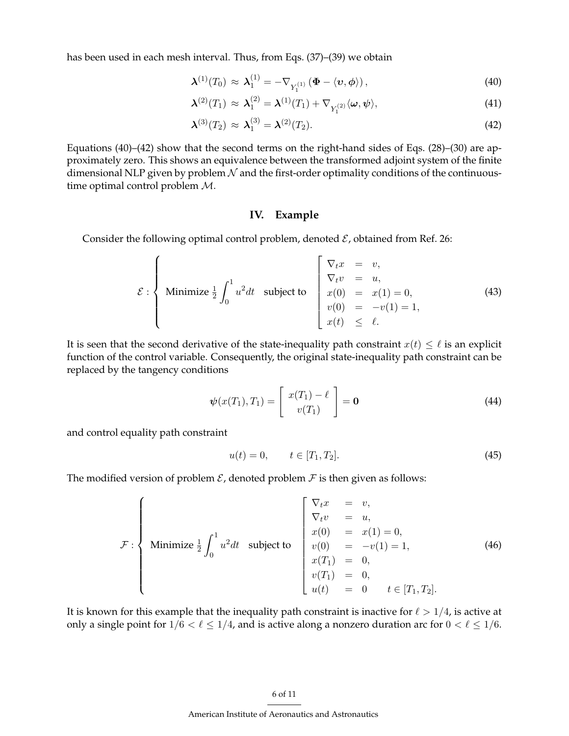has been used in each mesh interval. Thus, from Eqs. (37)–(39) we obtain

$$\boldsymbol{\lambda}^{(1)}(T_0) \approx \boldsymbol{\lambda}_1^{(1)} = -\nabla_{Y_1^{(1)}} \left( \Phi - \langle \boldsymbol{\upsilon}, \boldsymbol{\phi} \rangle \right), \tag{40}$$

$$\boldsymbol{\lambda}^{(2)}(T_1) \approx \boldsymbol{\lambda}_1^{(2)} = \boldsymbol{\lambda}^{(1)}(T_1) + \nabla_{Y_1^{(2)}} \langle \boldsymbol{\omega}, \boldsymbol{\psi} \rangle, \tag{41}$$

$$\boldsymbol{\lambda}^{(3)}(T_2) \approx \boldsymbol{\lambda}_1^{(3)} = \boldsymbol{\lambda}^{(2)}(T_2). \tag{42}$$

Equations (40)–(42) show that the second terms on the right-hand sides of Eqs. (28)–(30) are approximately zero. This shows an equivalence between the transformed adjoint system of the finite dimensional NLP given by problem $\mathcal{N}$ and the first-order optimality conditions of the continuous-time optimal control problem $\mathcal{M}$.

## IV. Example

Consider the following optimal control problem, denoted $\mathcal{E}$, obtained from Ref. 26:

$$\mathcal{E} : \left\{ \begin{array}{ll} \text{Minimize } \frac{1}{2} \int_0^1 u^2 dt & \text{subject to} \end{array} \left[ \begin{array}{rcl} \nabla_t x & = & v, \\ \nabla_t v & = & u, \\ x(0) & = & x(1) = 0, \\ v(0) & = & -v(1) = 1, \\ x(t) & \leq & \ell. \end{array} \right. \right. \tag{43}$$

It is seen that the second derivative of the state-inequality path constraint $x(t) \leq \ell$ is an explicit function of the control variable. Consequently, the original state-inequality path constraint can be replaced by the tangency conditions

$$\boldsymbol{\psi}(x(T_1), T_1) = \left[ \begin{array}{c} x(T_1) - \ell \\ v(T_1) \end{array} \right] = \mathbf{0} \tag{44}$$

and control equality path constraint

$$u(t) = 0, \qquad t \in [T_1, T_2]. \tag{45}$$

The modified version of problem $\mathcal{E}$, denoted problem $\mathcal{F}$ is then given as follows:

$$\mathcal{F} : \left\{ \begin{array}{ll} \text{Minimize } \frac{1}{2} \int_0^1 u^2 dt & \text{subject to} \end{array} \left[ \begin{array}{rcl} \nabla_t x & = & v, \\ \nabla_t v & = & u, \\ x(0) & = & x(1) = 0, \\ v(0) & = & -v(1) = 1, \\ x(T_1) & = & 0, \\ v(T_1) & = & 0, \\ u(t) & = & 0 \qquad t \in [T_1, T_2]. \end{array} \right. \right. \tag{46}$$

It is known for this example that the inequality path constraint is inactive for $\ell > 1/4$, is active at only a single point for $1/6 < \ell \leq 1/4$, and is active along a nonzero duration arc for $0 < \ell \leq 1/6$.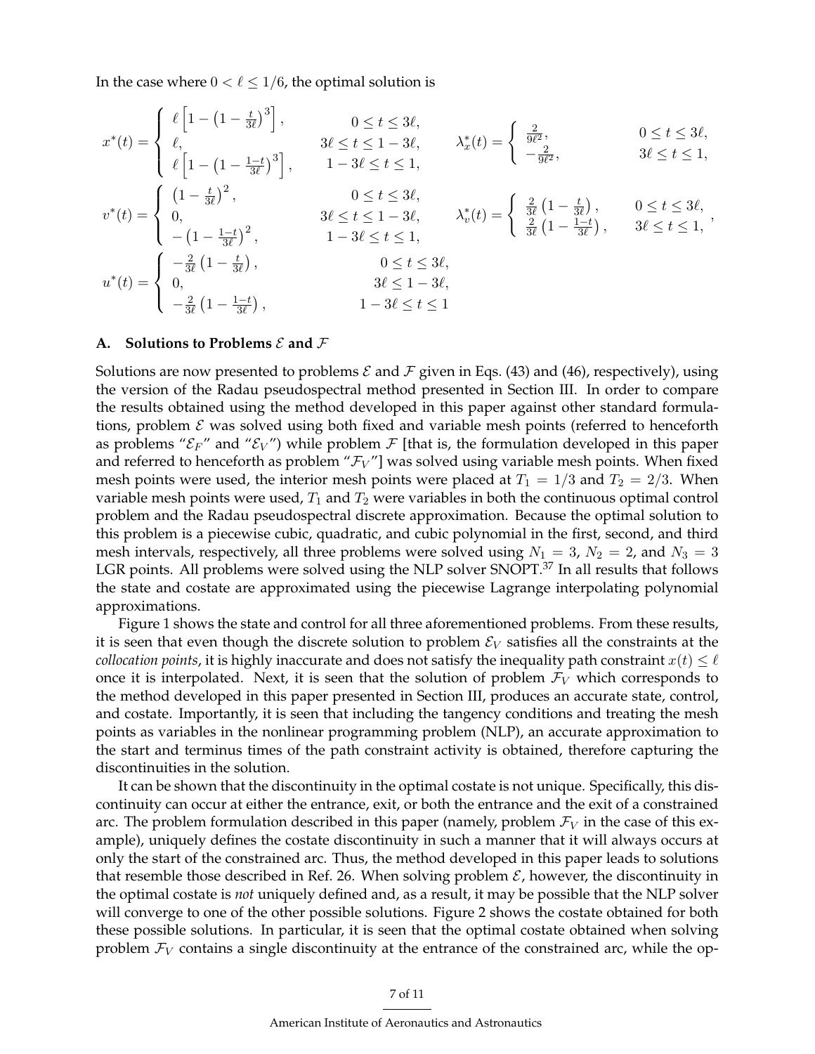In the case where $0 < \ell \leq 1/6$, the optimal solution is

$$
x^*(t) = \begin{cases} \ell\left[1-\left(1-\frac{t}{3\ell}\right)^3\right], & 0 \leq t \leq 3\ell, \\ \ell, & 3\ell \leq t \leq 1-3\ell, \\ \ell\left[1-\left(1-\frac{1-t}{3\ell}\right)^3\right], & 1-3\ell \leq t \leq 1, \end{cases} \qquad \lambda_x^*(t) = \begin{cases} \frac{2}{9\ell^2}, & 0 \leq t \leq 3\ell, \\ -\frac{2}{9\ell^2}, & 3\ell \leq t \leq 1, \end{cases}
$$

$$
v^*(t) = \begin{cases} \left(1-\frac{t}{3\ell}\right)^2, & 0 \leq t \leq 3\ell, \\ 0, & 3\ell \leq t \leq 1-3\ell, \\ -\left(1-\frac{1-t}{3\ell}\right)^2, & 1-3\ell \leq t \leq 1, \end{cases} \qquad \lambda_v^*(t) = \begin{cases} \frac{2}{3\ell}\left(1-\frac{t}{3\ell}\right), & 0 \leq t \leq 3\ell, \\ \frac{2}{3\ell}\left(1-\frac{1-t}{3\ell}\right), & 3\ell \leq t \leq 1, \end{cases},
$$

$$
u^*(t) = \begin{cases} -\frac{2}{3\ell}\left(1-\frac{t}{3\ell}\right), & 0 \leq t \leq 3\ell, \\ 0, & 3\ell \leq 1-3\ell, \\ -\frac{2}{3\ell}\left(1-\frac{1-t}{3\ell}\right), & 1-3\ell \leq t \leq 1 \end{cases}
$$

### A. Solutions to Problems $\mathcal{E}$ and $\mathcal{F}$

Solutions are now presented to problems $\mathcal{E}$ and $\mathcal{F}$ given in Eqs. (43) and (46), respectively), using the version of the Radau pseudospectral method presented in Section III. In order to compare the results obtained using the method developed in this paper against other standard formulations, problem $\mathcal{E}$ was solved using both fixed and variable mesh points (referred to henceforth as problems "$\mathcal{E}_F$" and "$\mathcal{E}_V$") while problem $\mathcal{F}$ [that is, the formulation developed in this paper and referred to henceforth as problem "$\mathcal{F}_V$"] was solved using variable mesh points. When fixed mesh points were used, the interior mesh points were placed at $T_1 = 1/3$ and $T_2 = 2/3$. When variable mesh points were used, $T_1$ and $T_2$ were variables in both the continuous optimal control problem and the Radau pseudospectral discrete approximation. Because the optimal solution to this problem is a piecewise cubic, quadratic, and cubic polynomial in the first, second, and third mesh intervals, respectively, all three problems were solved using $N_1 = 3$, $N_2 = 2$, and $N_3 = 3$ LGR points. All problems were solved using the NLP solver SNOPT.[37] In all results that follows the state and costate are approximated using the piecewise Lagrange interpolating polynomial approximations.

Figure 1 shows the state and control for all three aforementioned problems. From these results, it is seen that even though the discrete solution to problem $\mathcal{E}_V$ satisfies all the constraints at the *collocation points*, it is highly inaccurate and does not satisfy the inequality path constraint $x(t) \leq \ell$ once it is interpolated. Next, it is seen that the solution of problem $\mathcal{F}_V$ which corresponds to the method developed in this paper presented in Section III, produces an accurate state, control, and costate. Importantly, it is seen that including the tangency conditions and treating the mesh points as variables in the nonlinear programming problem (NLP), an accurate approximation to the start and terminus times of the path constraint activity is obtained, therefore capturing the discontinuities in the solution.

It can be shown that the discontinuity in the optimal costate is not unique. Specifically, this discontinuity can occur at either the entrance, exit, or both the entrance and the exit of a constrained arc. The problem formulation described in this paper (namely, problem $\mathcal{F}_V$ in the case of this example), uniquely defines the costate discontinuity in such a manner that it will always occurs at only the start of the constrained arc. Thus, the method developed in this paper leads to solutions that resemble those described in Ref. 26. When solving problem $\mathcal{E}$, however, the discontinuity in the optimal costate is *not* uniquely defined and, as a result, it may be possible that the NLP solver will converge to one of the other possible solutions. Figure 2 shows the costate obtained for both these possible solutions. In particular, it is seen that the optimal costate obtained when solving problem $\mathcal{F}_V$ contains a single discontinuity at the entrance of the constrained arc, while the op-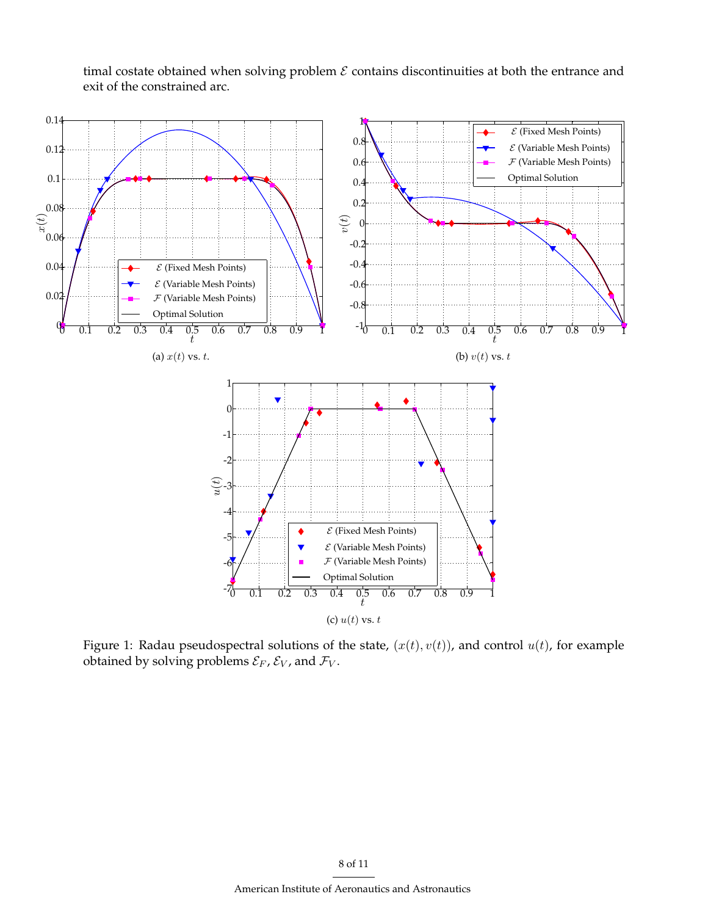timal costate obtained when solving problem $\mathcal{E}$ contains discontinuities at both the entrance and exit of the constrained arc.

(a) $x(t)$ vs. $t$.

(b) $v(t)$ vs. $t$

(c) $u(t)$ vs. $t$

Figure 1: Radau pseudospectral solutions of the state, $(x(t), v(t))$, and control $u(t)$, for example obtained by solving problems $\mathcal{E}_F$, $\mathcal{E}_V$, and $\mathcal{F}_V$.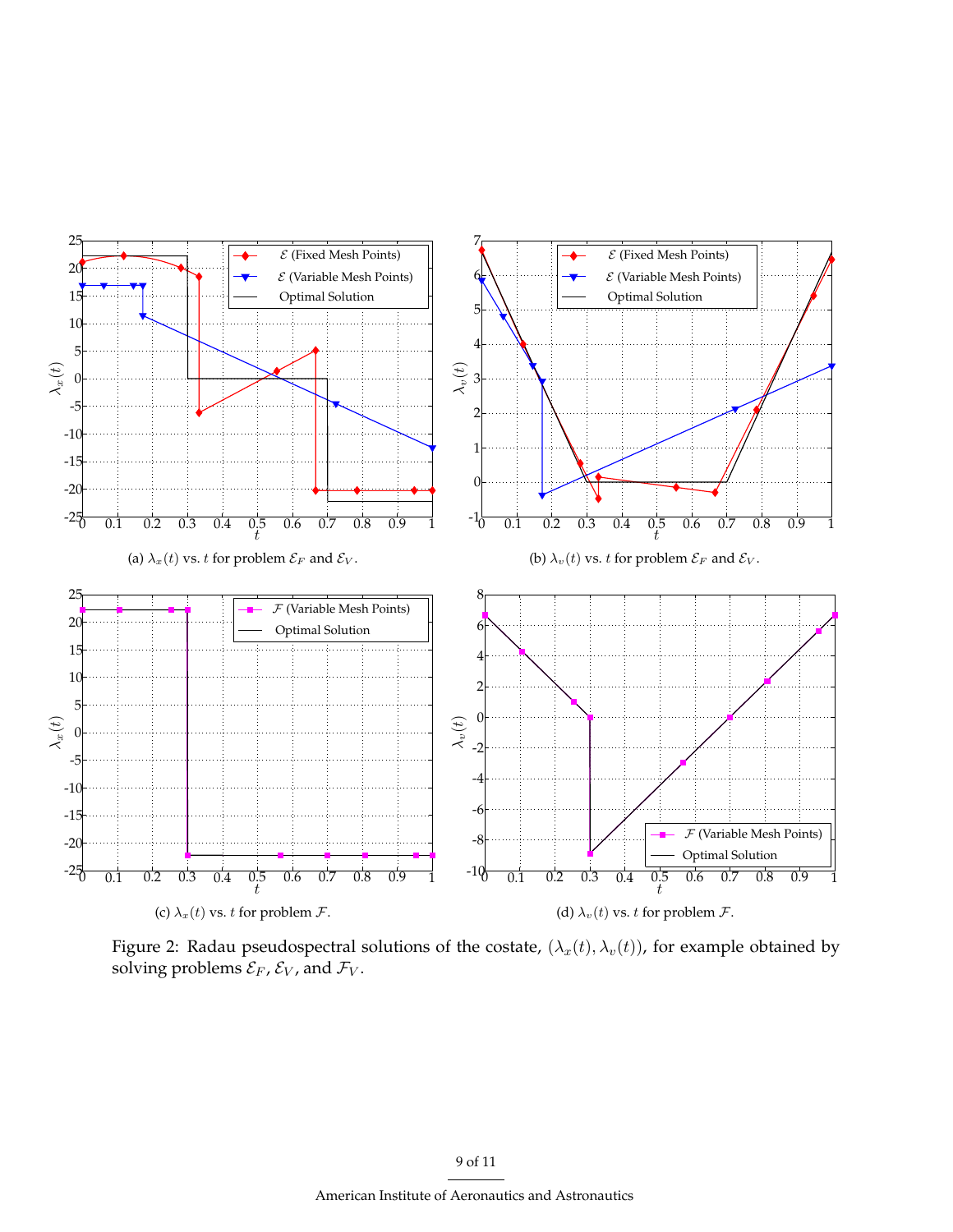(a) $\lambda_x(t)$ vs. $t$ for problem $\mathcal{E}_F$ and $\mathcal{E}_V$.

(b) $\lambda_v(t)$ vs. $t$ for problem $\mathcal{E}_F$ and $\mathcal{E}_V$.

(c) $\lambda_x(t)$ vs. $t$ for problem $\mathcal{F}$.

(d) $\lambda_v(t)$ vs. $t$ for problem $\mathcal{F}$.

Figure 2: Radau pseudospectral solutions of the costate, $(\lambda_x(t), \lambda_v(t))$, for example obtained by solving problems $\mathcal{E}_F$, $\mathcal{E}_V$, and $\mathcal{F}_V$.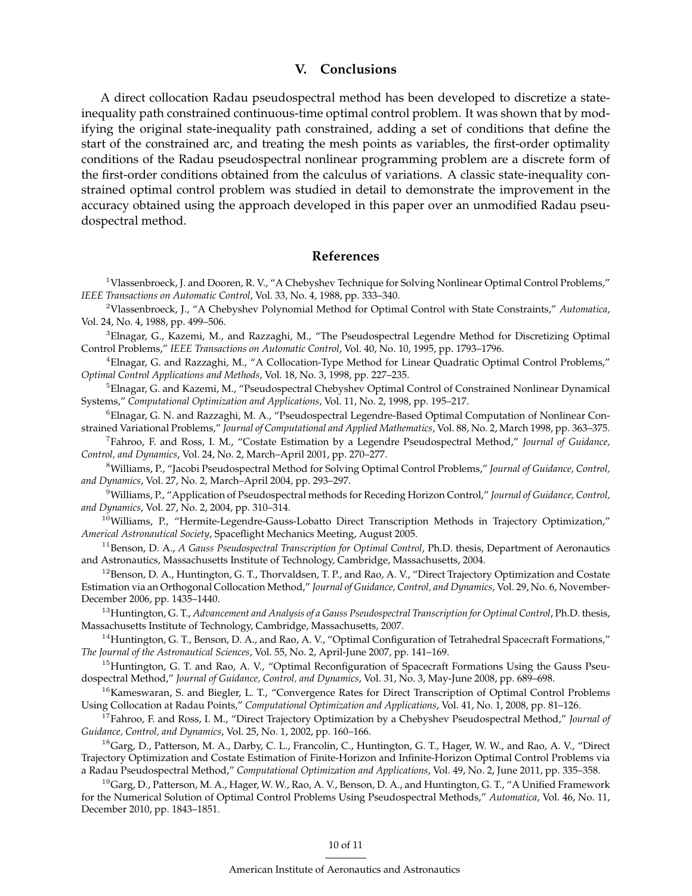## V. Conclusions

A direct collocation Radau pseudospectral method has been developed to discretize a state-inequality path constrained continuous-time optimal control problem. It was shown that by modifying the original state-inequality path constrained, adding a set of conditions that define the start of the constrained arc, and treating the mesh points as variables, the first-order optimality conditions of the Radau pseudospectral nonlinear programming problem are a discrete form of the first-order conditions obtained from the calculus of variations. A classic state-inequality constrained optimal control problem was studied in detail to demonstrate the improvement in the accuracy obtained using the approach developed in this paper over an unmodified Radau pseudospectral method.

## References

[1]Vlassenbroeck, J. and Dooren, R. V., "A Chebyshev Technique for Solving Nonlinear Optimal Control Problems," *IEEE Transactions on Automatic Control*, Vol. 33, No. 4, 1988, pp. 333–340.

[2]Vlassenbroeck, J., "A Chebyshev Polynomial Method for Optimal Control with State Constraints," *Automatica*, Vol. 24, No. 4, 1988, pp. 499–506.

[3]Elnagar, G., Kazemi, M., and Razzaghi, M., "The Pseudospectral Legendre Method for Discretizing Optimal Control Problems," *IEEE Transactions on Automatic Control*, Vol. 40, No. 10, 1995, pp. 1793–1796.

[4]Elnagar, G. and Razzaghi, M., "A Collocation-Type Method for Linear Quadratic Optimal Control Problems," *Optimal Control Applications and Methods*, Vol. 18, No. 3, 1998, pp. 227–235.

[5]Elnagar, G. and Kazemi, M., "Pseudospectral Chebyshev Optimal Control of Constrained Nonlinear Dynamical Systems," *Computational Optimization and Applications*, Vol. 11, No. 2, 1998, pp. 195–217.

[6]Elnagar, G. N. and Razzaghi, M. A., "Pseudospectral Legendre-Based Optimal Computation of Nonlinear Constrained Variational Problems," *Journal of Computational and Applied Mathematics*, Vol. 88, No. 2, March 1998, pp. 363–375.

[7]Fahroo, F. and Ross, I. M., "Costate Estimation by a Legendre Pseudospectral Method," *Journal of Guidance, Control, and Dynamics*, Vol. 24, No. 2, March–April 2001, pp. 270–277.

[8]Williams, P., "Jacobi Pseudospectral Method for Solving Optimal Control Problems," *Journal of Guidance, Control, and Dynamics*, Vol. 27, No. 2, March–April 2004, pp. 293–297.

[9]Williams, P., "Application of Pseudospectral methods for Receding Horizon Control," *Journal of Guidance, Control, and Dynamics*, Vol. 27, No. 2, 2004, pp. 310–314.

[10]Williams, P., "Hermite-Legendre-Gauss-Lobatto Direct Transcription Methods in Trajectory Optimization," *Americal Astronautical Society*, Spaceflight Mechanics Meeting, August 2005.

[11]Benson, D. A., *A Gauss Pseudospectral Transcription for Optimal Control*, Ph.D. thesis, Department of Aeronautics and Astronautics, Massachusetts Institute of Technology, Cambridge, Massachusetts, 2004.

[12]Benson, D. A., Huntington, G. T., Thorvaldsen, T. P., and Rao, A. V., "Direct Trajectory Optimization and Costate Estimation via an Orthogonal Collocation Method," *Journal of Guidance, Control, and Dynamics*, Vol. 29, No. 6, November-December 2006, pp. 1435–1440.

[13]Huntington, G. T., *Advancement and Analysis of a Gauss Pseudospectral Transcription for Optimal Control*, Ph.D. thesis, Massachusetts Institute of Technology, Cambridge, Massachusetts, 2007.

[14]Huntington, G. T., Benson, D. A., and Rao, A. V., "Optimal Configuration of Tetrahedral Spacecraft Formations," *The Journal of the Astronautical Sciences*, Vol. 55, No. 2, April-June 2007, pp. 141–169.

[15]Huntington, G. T. and Rao, A. V., "Optimal Reconfiguration of Spacecraft Formations Using the Gauss Pseudospectral Method," *Journal of Guidance, Control, and Dynamics*, Vol. 31, No. 3, May-June 2008, pp. 689–698.

[16]Kameswaran, S. and Biegler, L. T., "Convergence Rates for Direct Transcription of Optimal Control Problems Using Collocation at Radau Points," *Computational Optimization and Applications*, Vol. 41, No. 1, 2008, pp. 81–126.

[17]Fahroo, F. and Ross, I. M., "Direct Trajectory Optimization by a Chebyshev Pseudospectral Method," *Journal of Guidance, Control, and Dynamics*, Vol. 25, No. 1, 2002, pp. 160–166.

[18]Garg, D., Patterson, M. A., Darby, C. L., Francolin, C., Huntington, G. T., Hager, W. W., and Rao, A. V., "Direct Trajectory Optimization and Costate Estimation of Finite-Horizon and Infinite-Horizon Optimal Control Problems via a Radau Pseudospectral Method," *Computational Optimization and Applications*, Vol. 49, No. 2, June 2011, pp. 335–358.

[19]Garg, D., Patterson, M. A., Hager, W. W., Rao, A. V., Benson, D. A., and Huntington, G. T., "A Unified Framework for the Numerical Solution of Optimal Control Problems Using Pseudospectral Methods," *Automatica*, Vol. 46, No. 11, December 2010, pp. 1843–1851.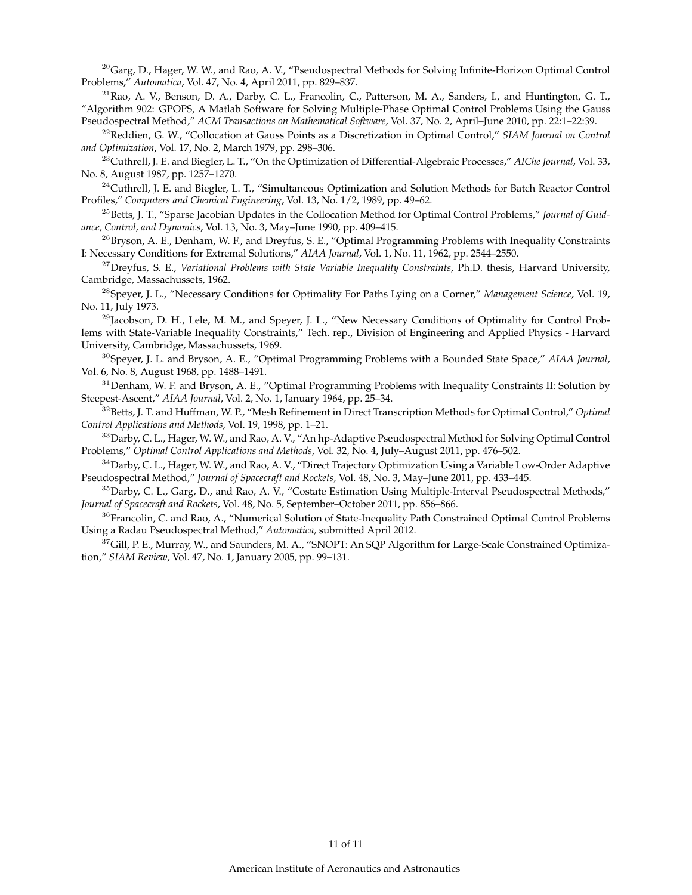[20]Garg, D., Hager, W. W., and Rao, A. V., "Pseudospectral Methods for Solving Infinite-Horizon Optimal Control Problems," *Automatica*, Vol. 47, No. 4, April 2011, pp. 829–837.

[21]Rao, A. V., Benson, D. A., Darby, C. L., Francolin, C., Patterson, M. A., Sanders, I., and Huntington, G. T., "Algorithm 902: GPOPS, A Matlab Software for Solving Multiple-Phase Optimal Control Problems Using the Gauss Pseudospectral Method," *ACM Transactions on Mathematical Software*, Vol. 37, No. 2, April–June 2010, pp. 22:1–22:39.

[22]Reddien, G. W., "Collocation at Gauss Points as a Discretization in Optimal Control," *SIAM Journal on Control and Optimization*, Vol. 17, No. 2, March 1979, pp. 298–306.

[23]Cuthrell, J. E. and Biegler, L. T., "On the Optimization of Differential-Algebraic Processes," *AIChe Journal*, Vol. 33, No. 8, August 1987, pp. 1257–1270.

[24]Cuthrell, J. E. and Biegler, L. T., "Simultaneous Optimization and Solution Methods for Batch Reactor Control Profiles," *Computers and Chemical Engineering*, Vol. 13, No. 1/2, 1989, pp. 49–62.

[25]Betts, J. T., "Sparse Jacobian Updates in the Collocation Method for Optimal Control Problems," *Journal of Guidance, Control, and Dynamics*, Vol. 13, No. 3, May–June 1990, pp. 409–415.

[26]Bryson, A. E., Denham, W. F., and Dreyfus, S. E., "Optimal Programming Problems with Inequality Constraints I: Necessary Conditions for Extremal Solutions," *AIAA Journal*, Vol. 1, No. 11, 1962, pp. 2544–2550.

[27]Dreyfus, S. E., *Variational Problems with State Variable Inequality Constraints*, Ph.D. thesis, Harvard University, Cambridge, Massachussets, 1962.

[28]Speyer, J. L., "Necessary Conditions for Optimality For Paths Lying on a Corner," *Management Science*, Vol. 19, No. 11, July 1973.

[29]Jacobson, D. H., Lele, M. M., and Speyer, J. L., "New Necessary Conditions of Optimality for Control Problems with State-Variable Inequality Constraints," Tech. rep., Division of Engineering and Applied Physics - Harvard University, Cambridge, Massachussets, 1969.

[30]Speyer, J. L. and Bryson, A. E., "Optimal Programming Problems with a Bounded State Space," *AIAA Journal*, Vol. 6, No. 8, August 1968, pp. 1488–1491.

[31]Denham, W. F. and Bryson, A. E., "Optimal Programming Problems with Inequality Constraints II: Solution by Steepest-Ascent," *AIAA Journal*, Vol. 2, No. 1, January 1964, pp. 25–34.

[32]Betts, J. T. and Huffman, W. P., "Mesh Refinement in Direct Transcription Methods for Optimal Control," *Optimal Control Applications and Methods*, Vol. 19, 1998, pp. 1–21.

[33]Darby, C. L., Hager, W. W., and Rao, A. V., "An hp-Adaptive Pseudospectral Method for Solving Optimal Control Problems," *Optimal Control Applications and Methods*, Vol. 32, No. 4, July–August 2011, pp. 476–502.

[34]Darby, C. L., Hager, W. W., and Rao, A. V., "Direct Trajectory Optimization Using a Variable Low-Order Adaptive Pseudospectral Method," *Journal of Spacecraft and Rockets*, Vol. 48, No. 3, May–June 2011, pp. 433–445.

[35]Darby, C. L., Garg, D., and Rao, A. V., "Costate Estimation Using Multiple-Interval Pseudospectral Methods," *Journal of Spacecraft and Rockets*, Vol. 48, No. 5, September–October 2011, pp. 856–866.

[36]Francolin, C. and Rao, A., "Numerical Solution of State-Inequality Path Constrained Optimal Control Problems Using a Radau Pseudospectral Method," *Automatica,* submitted April 2012.

[37]Gill, P. E., Murray, W., and Saunders, M. A., "SNOPT: An SQP Algorithm for Large-Scale Constrained Optimization," *SIAM Review*, Vol. 47, No. 1, January 2005, pp. 99–131.